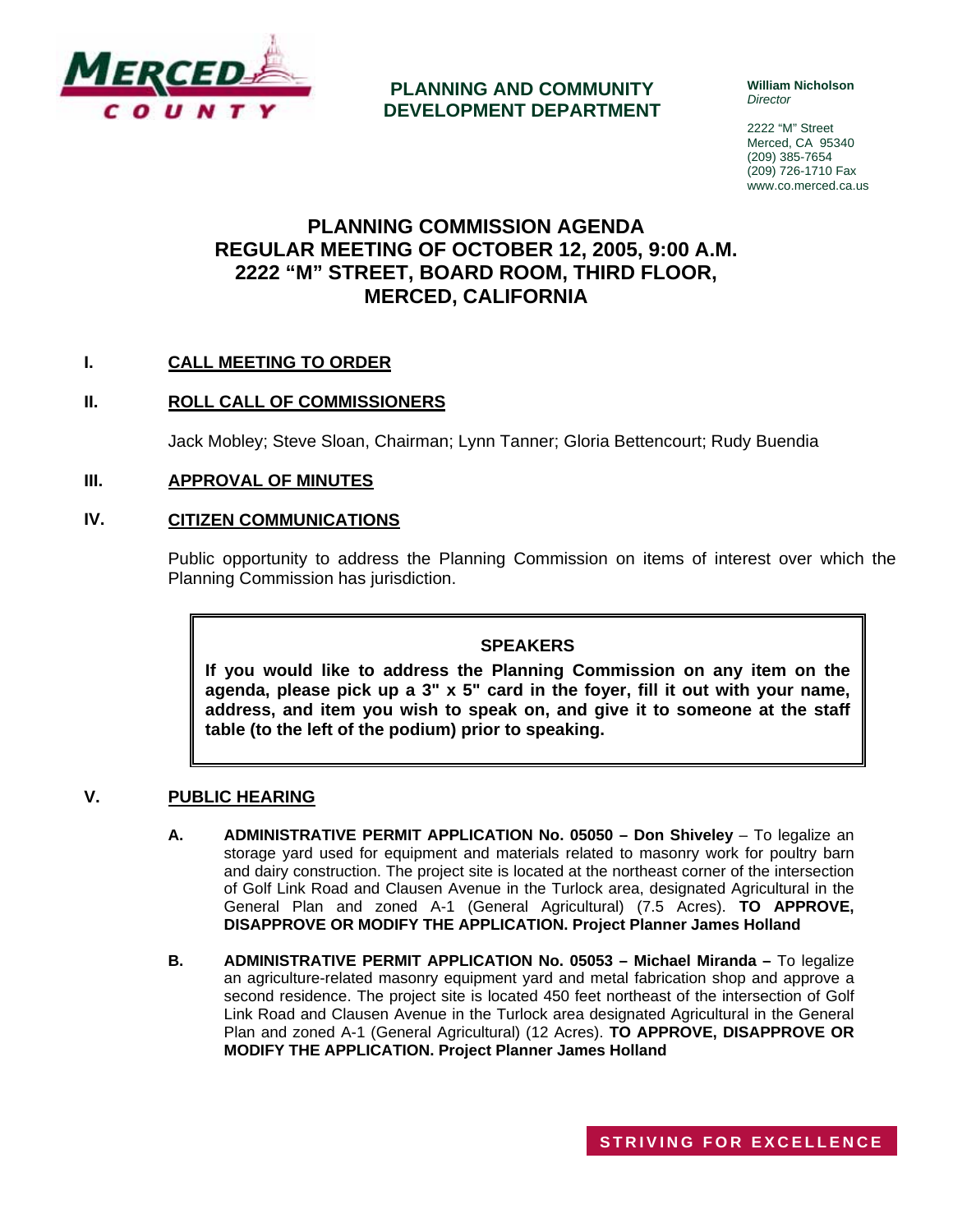**PLANNING AND COMMUNITY DEVELOPMENT DEPARTMENT**

**William Nicholson**
*Director*

2222 "M" Street
Merced, CA 95340
(209) 385-7654
(209) 726-1710 Fax
www.co.merced.ca.us

# PLANNING COMMISSION AGENDA
# REGULAR MEETING OF OCTOBER 12, 2005, 9:00 A.M.
# 2222 "M" STREET, BOARD ROOM, THIRD FLOOR, MERCED, CALIFORNIA

## I. CALL MEETING TO ORDER

## II. ROLL CALL OF COMMISSIONERS

Jack Mobley; Steve Sloan, Chairman; Lynn Tanner; Gloria Bettencourt; Rudy Buendia

## III. APPROVAL OF MINUTES

## IV. CITIZEN COMMUNICATIONS

Public opportunity to address the Planning Commission on items of interest over which the Planning Commission has jurisdiction.

> **SPEAKERS**
>
> **If you would like to address the Planning Commission on any item on the agenda, please pick up a 3" x 5" card in the foyer, fill it out with your name, address, and item you wish to speak on, and give it to someone at the staff table (to the left of the podium) prior to speaking.**

## V. PUBLIC HEARING

**A. ADMINISTRATIVE PERMIT APPLICATION No. 05050 – Don Shiveley** – To legalize an storage yard used for equipment and materials related to masonry work for poultry barn and dairy construction. The project site is located at the northeast corner of the intersection of Golf Link Road and Clausen Avenue in the Turlock area, designated Agricultural in the General Plan and zoned A-1 (General Agricultural) (7.5 Acres). **TO APPROVE, DISAPPROVE OR MODIFY THE APPLICATION. Project Planner James Holland**

**B. ADMINISTRATIVE PERMIT APPLICATION No. 05053 – Michael Miranda –** To legalize an agriculture-related masonry equipment yard and metal fabrication shop and approve a second residence. The project site is located 450 feet northeast of the intersection of Golf Link Road and Clausen Avenue in the Turlock area designated Agricultural in the General Plan and zoned A-1 (General Agricultural) (12 Acres). **TO APPROVE, DISAPPROVE OR MODIFY THE APPLICATION. Project Planner James Holland**

STRIVING FOR EXCELLENCE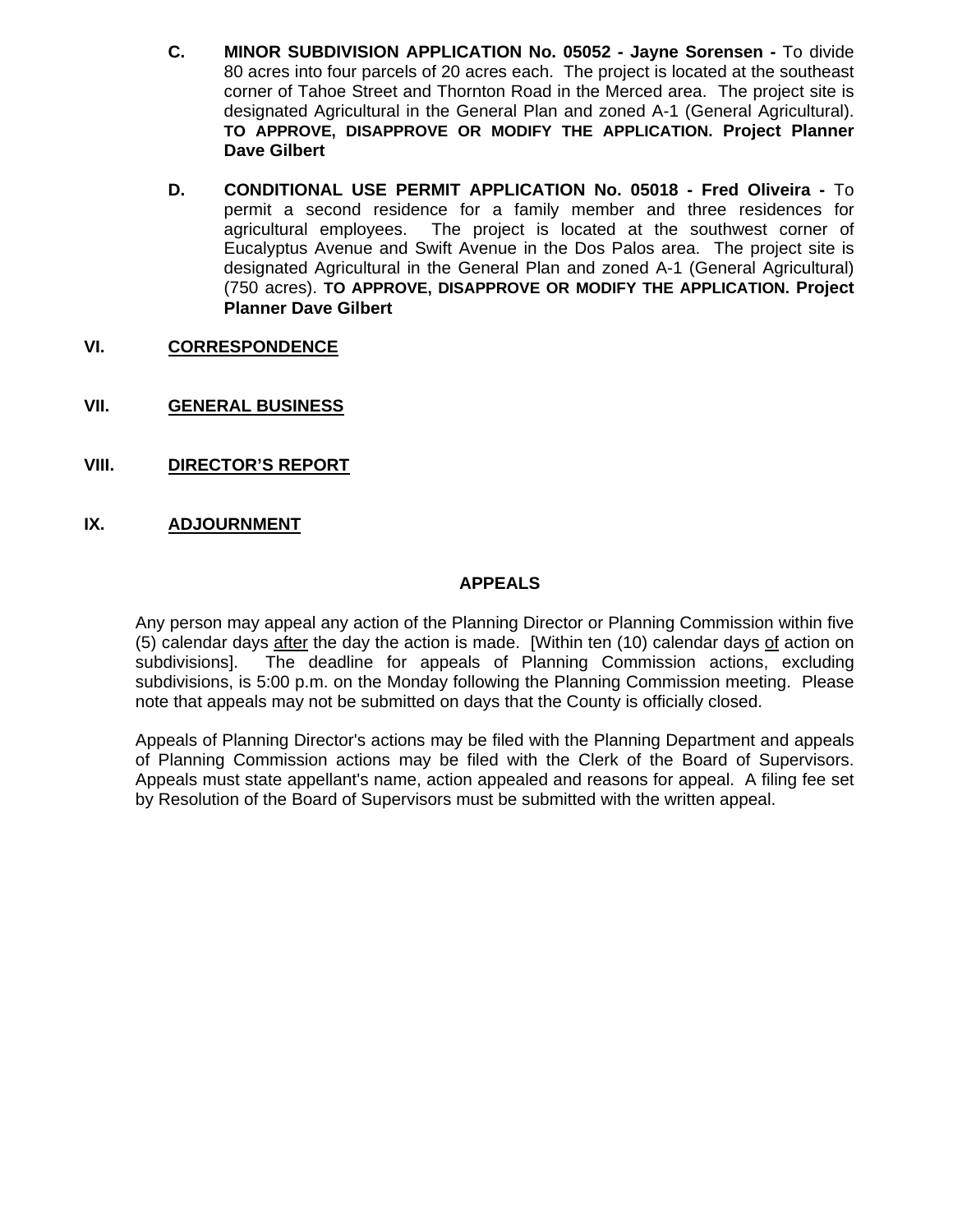C. **MINOR SUBDIVISION APPLICATION No. 05052 - Jayne Sorensen -** To divide 80 acres into four parcels of 20 acres each. The project is located at the southeast corner of Tahoe Street and Thornton Road in the Merced area. The project site is designated Agricultural in the General Plan and zoned A-1 (General Agricultural). **TO APPROVE, DISAPPROVE OR MODIFY THE APPLICATION. Project Planner Dave Gilbert**

D. **CONDITIONAL USE PERMIT APPLICATION No. 05018 - Fred Oliveira -** To permit a second residence for a family member and three residences for agricultural employees. The project is located at the southwest corner of Eucalyptus Avenue and Swift Avenue in the Dos Palos area. The project site is designated Agricultural in the General Plan and zoned A-1 (General Agricultural) (750 acres). **TO APPROVE, DISAPPROVE OR MODIFY THE APPLICATION. Project Planner Dave Gilbert**

## VI. CORRESPONDENCE

## VII. GENERAL BUSINESS

## VIII. DIRECTOR'S REPORT

## IX. ADJOURNMENT

### APPEALS

Any person may appeal any action of the Planning Director or Planning Commission within five (5) calendar days after the day the action is made. [Within ten (10) calendar days of action on subdivisions]. The deadline for appeals of Planning Commission actions, excluding subdivisions, is 5:00 p.m. on the Monday following the Planning Commission meeting. Please note that appeals may not be submitted on days that the County is officially closed.

Appeals of Planning Director's actions may be filed with the Planning Department and appeals of Planning Commission actions may be filed with the Clerk of the Board of Supervisors. Appeals must state appellant's name, action appealed and reasons for appeal. A filing fee set by Resolution of the Board of Supervisors must be submitted with the written appeal.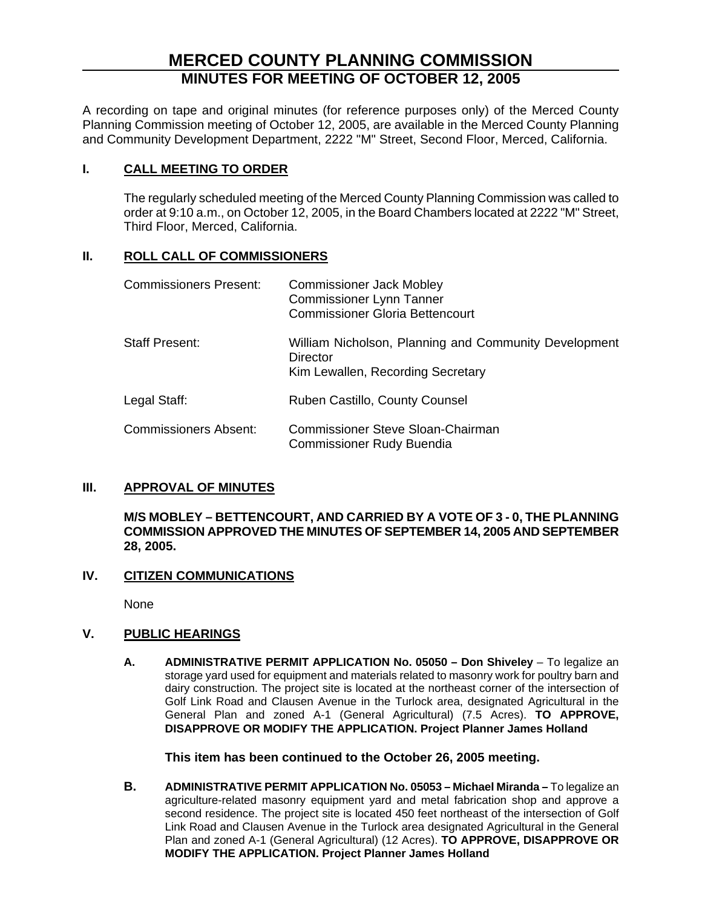# MERCED COUNTY PLANNING COMMISSION

## MINUTES FOR MEETING OF OCTOBER 12, 2005

A recording on tape and original minutes (for reference purposes only) of the Merced County Planning Commission meeting of October 12, 2005, are available in the Merced County Planning and Community Development Department, 2222 "M" Street, Second Floor, Merced, California.

### I. CALL MEETING TO ORDER

The regularly scheduled meeting of the Merced County Planning Commission was called to order at 9:10 a.m., on October 12, 2005, in the Board Chambers located at 2222 "M" Street, Third Floor, Merced, California.

### II. ROLL CALL OF COMMISSIONERS

Commissioners Present: Commissioner Jack Mobley
Commissioner Lynn Tanner
Commissioner Gloria Bettencourt

Staff Present: William Nicholson, Planning and Community Development Director
Kim Lewallen, Recording Secretary

Legal Staff: Ruben Castillo, County Counsel

Commissioners Absent: Commissioner Steve Sloan-Chairman
Commissioner Rudy Buendia

### III. APPROVAL OF MINUTES

**M/S MOBLEY – BETTENCOURT, AND CARRIED BY A VOTE OF 3 - 0, THE PLANNING COMMISSION APPROVED THE MINUTES OF SEPTEMBER 14, 2005 AND SEPTEMBER 28, 2005.**

### IV. CITIZEN COMMUNICATIONS

None

### V. PUBLIC HEARINGS

**A. ADMINISTRATIVE PERMIT APPLICATION No. 05050 – Don Shiveley** – To legalize an storage yard used for equipment and materials related to masonry work for poultry barn and dairy construction. The project site is located at the northeast corner of the intersection of Golf Link Road and Clausen Avenue in the Turlock area, designated Agricultural in the General Plan and zoned A-1 (General Agricultural) (7.5 Acres). **TO APPROVE, DISAPPROVE OR MODIFY THE APPLICATION. Project Planner James Holland**

**This item has been continued to the October 26, 2005 meeting.**

**B. ADMINISTRATIVE PERMIT APPLICATION No. 05053 – Michael Miranda –** To legalize an agriculture-related masonry equipment yard and metal fabrication shop and approve a second residence. The project site is located 450 feet northeast of the intersection of Golf Link Road and Clausen Avenue in the Turlock area designated Agricultural in the General Plan and zoned A-1 (General Agricultural) (12 Acres). **TO APPROVE, DISAPPROVE OR MODIFY THE APPLICATION. Project Planner James Holland**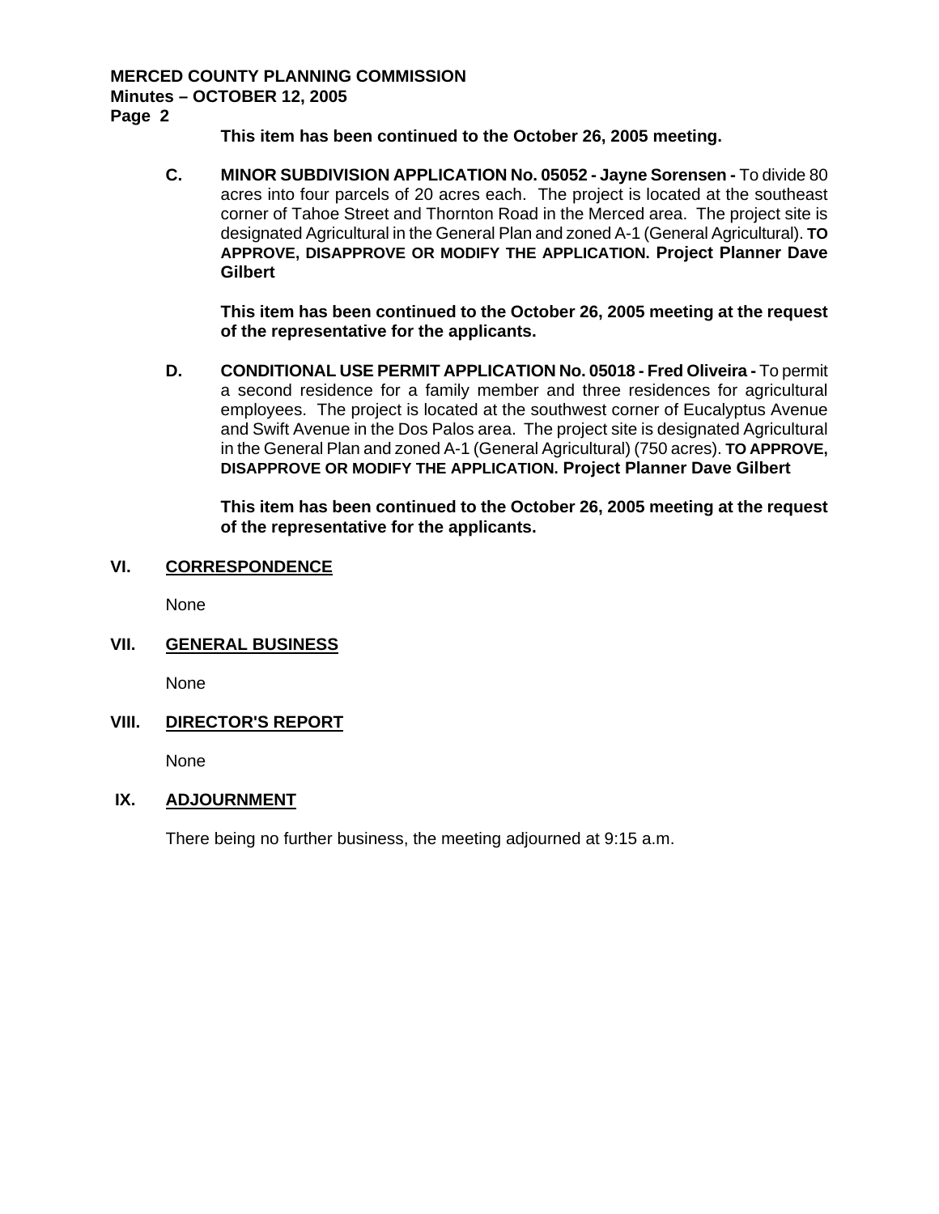**This item has been continued to the October 26, 2005 meeting.**

**C. MINOR SUBDIVISION APPLICATION No. 05052 - Jayne Sorensen -** To divide 80 acres into four parcels of 20 acres each. The project is located at the southeast corner of Tahoe Street and Thornton Road in the Merced area. The project site is designated Agricultural in the General Plan and zoned A-1 (General Agricultural). **TO APPROVE, DISAPPROVE OR MODIFY THE APPLICATION. Project Planner Dave Gilbert**

**This item has been continued to the October 26, 2005 meeting at the request of the representative for the applicants.**

**D. CONDITIONAL USE PERMIT APPLICATION No. 05018 - Fred Oliveira -** To permit a second residence for a family member and three residences for agricultural employees. The project is located at the southwest corner of Eucalyptus Avenue and Swift Avenue in the Dos Palos area. The project site is designated Agricultural in the General Plan and zoned A-1 (General Agricultural) (750 acres). **TO APPROVE, DISAPPROVE OR MODIFY THE APPLICATION. Project Planner Dave Gilbert**

**This item has been continued to the October 26, 2005 meeting at the request of the representative for the applicants.**

## VI. CORRESPONDENCE

None

## VII. GENERAL BUSINESS

None

## VIII. DIRECTOR'S REPORT

None

## IX. ADJOURNMENT

There being no further business, the meeting adjourned at 9:15 a.m.